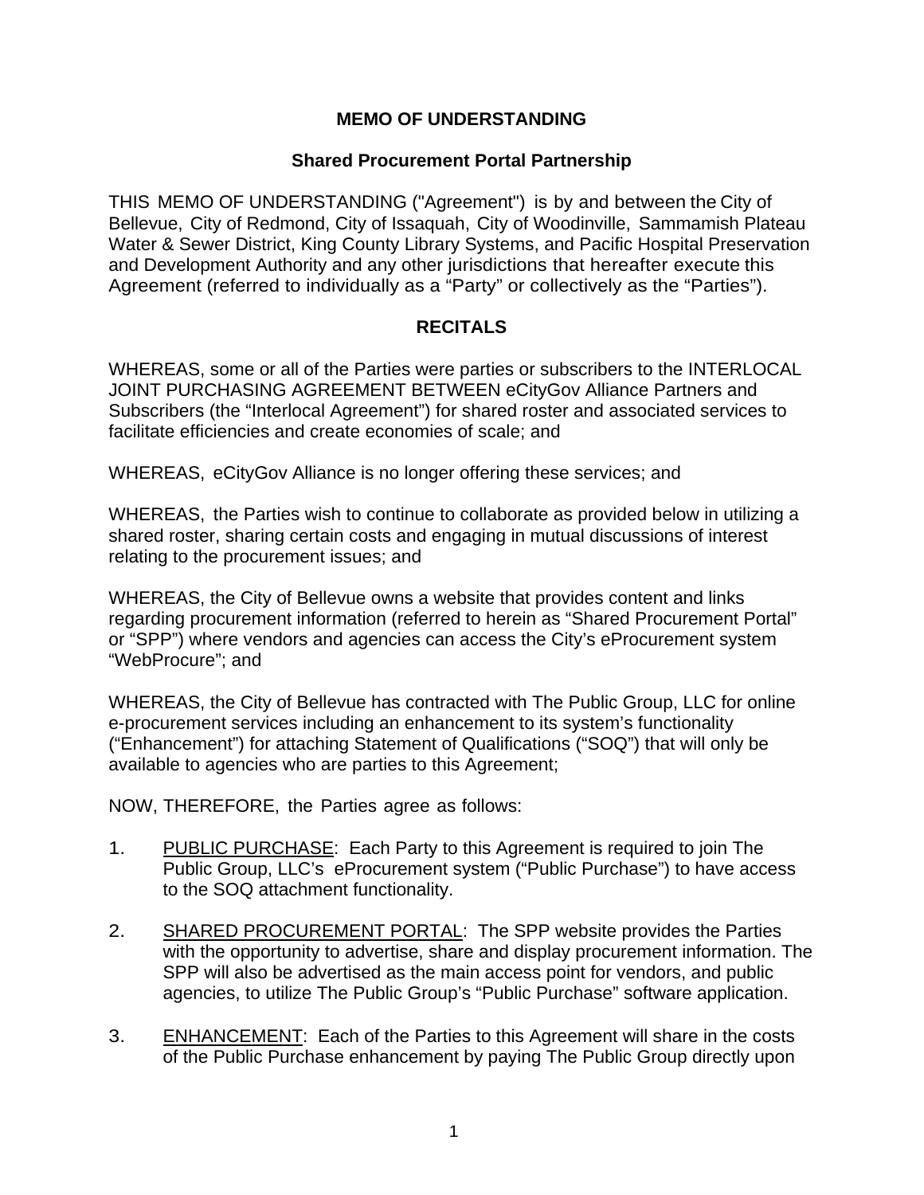# MEMO OF UNDERSTANDING

## Shared Procurement Portal Partnership

THIS MEMO OF UNDERSTANDING ("Agreement") is by and between the City of Bellevue, City of Redmond, City of Issaquah, City of Woodinville, Sammamish Plateau Water & Sewer District, King County Library Systems, and Pacific Hospital Preservation and Development Authority and any other jurisdictions that hereafter execute this Agreement (referred to individually as a "Party" or collectively as the "Parties").

## RECITALS

WHEREAS, some or all of the Parties were parties or subscribers to the INTERLOCAL JOINT PURCHASING AGREEMENT BETWEEN eCityGov Alliance Partners and Subscribers (the "Interlocal Agreement") for shared roster and associated services to facilitate efficiencies and create economies of scale; and

WHEREAS, eCityGov Alliance is no longer offering these services; and

WHEREAS, the Parties wish to continue to collaborate as provided below in utilizing a shared roster, sharing certain costs and engaging in mutual discussions of interest relating to the procurement issues; and

WHEREAS, the City of Bellevue owns a website that provides content and links regarding procurement information (referred to herein as "Shared Procurement Portal" or "SPP") where vendors and agencies can access the City's eProcurement system "WebProcure"; and

WHEREAS, the City of Bellevue has contracted with The Public Group, LLC for online e-procurement services including an enhancement to its system's functionality ("Enhancement") for attaching Statement of Qualifications ("SOQ") that will only be available to agencies who are parties to this Agreement;

NOW, THEREFORE, the Parties agree as follows:

1. PUBLIC PURCHASE: Each Party to this Agreement is required to join The Public Group, LLC's eProcurement system ("Public Purchase") to have access to the SOQ attachment functionality.

2. SHARED PROCUREMENT PORTAL: The SPP website provides the Parties with the opportunity to advertise, share and display procurement information. The SPP will also be advertised as the main access point for vendors, and public agencies, to utilize The Public Group's "Public Purchase" software application.

3. ENHANCEMENT: Each of the Parties to this Agreement will share in the costs of the Public Purchase enhancement by paying The Public Group directly upon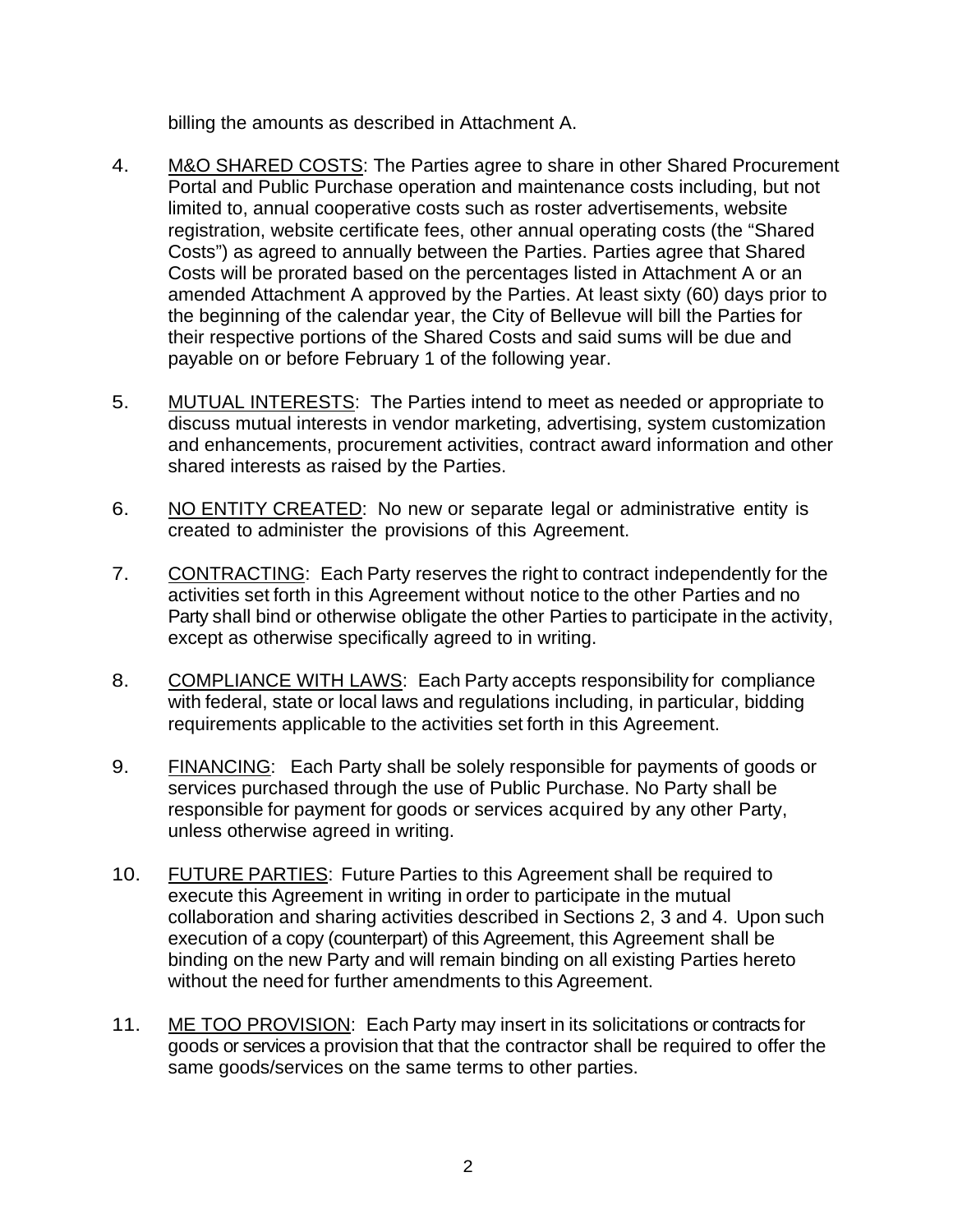billing the amounts as described in Attachment A.

4. M&O SHARED COSTS: The Parties agree to share in other Shared Procurement Portal and Public Purchase operation and maintenance costs including, but not limited to, annual cooperative costs such as roster advertisements, website registration, website certificate fees, other annual operating costs (the "Shared Costs") as agreed to annually between the Parties. Parties agree that Shared Costs will be prorated based on the percentages listed in Attachment A or an amended Attachment A approved by the Parties. At least sixty (60) days prior to the beginning of the calendar year, the City of Bellevue will bill the Parties for their respective portions of the Shared Costs and said sums will be due and payable on or before February 1 of the following year.

5. MUTUAL INTERESTS: The Parties intend to meet as needed or appropriate to discuss mutual interests in vendor marketing, advertising, system customization and enhancements, procurement activities, contract award information and other shared interests as raised by the Parties.

6. NO ENTITY CREATED: No new or separate legal or administrative entity is created to administer the provisions of this Agreement.

7. CONTRACTING: Each Party reserves the right to contract independently for the activities set forth in this Agreement without notice to the other Parties and no Party shall bind or otherwise obligate the other Parties to participate in the activity, except as otherwise specifically agreed to in writing.

8. COMPLIANCE WITH LAWS: Each Party accepts responsibility for compliance with federal, state or local laws and regulations including, in particular, bidding requirements applicable to the activities set forth in this Agreement.

9. FINANCING: Each Party shall be solely responsible for payments of goods or services purchased through the use of Public Purchase. No Party shall be responsible for payment for goods or services acquired by any other Party, unless otherwise agreed in writing.

10. FUTURE PARTIES: Future Parties to this Agreement shall be required to execute this Agreement in writing in order to participate in the mutual collaboration and sharing activities described in Sections 2, 3 and 4. Upon such execution of a copy (counterpart) of this Agreement, this Agreement shall be binding on the new Party and will remain binding on all existing Parties hereto without the need for further amendments to this Agreement.

11. ME TOO PROVISION: Each Party may insert in its solicitations or contracts for goods or services a provision that that the contractor shall be required to offer the same goods/services on the same terms to other parties.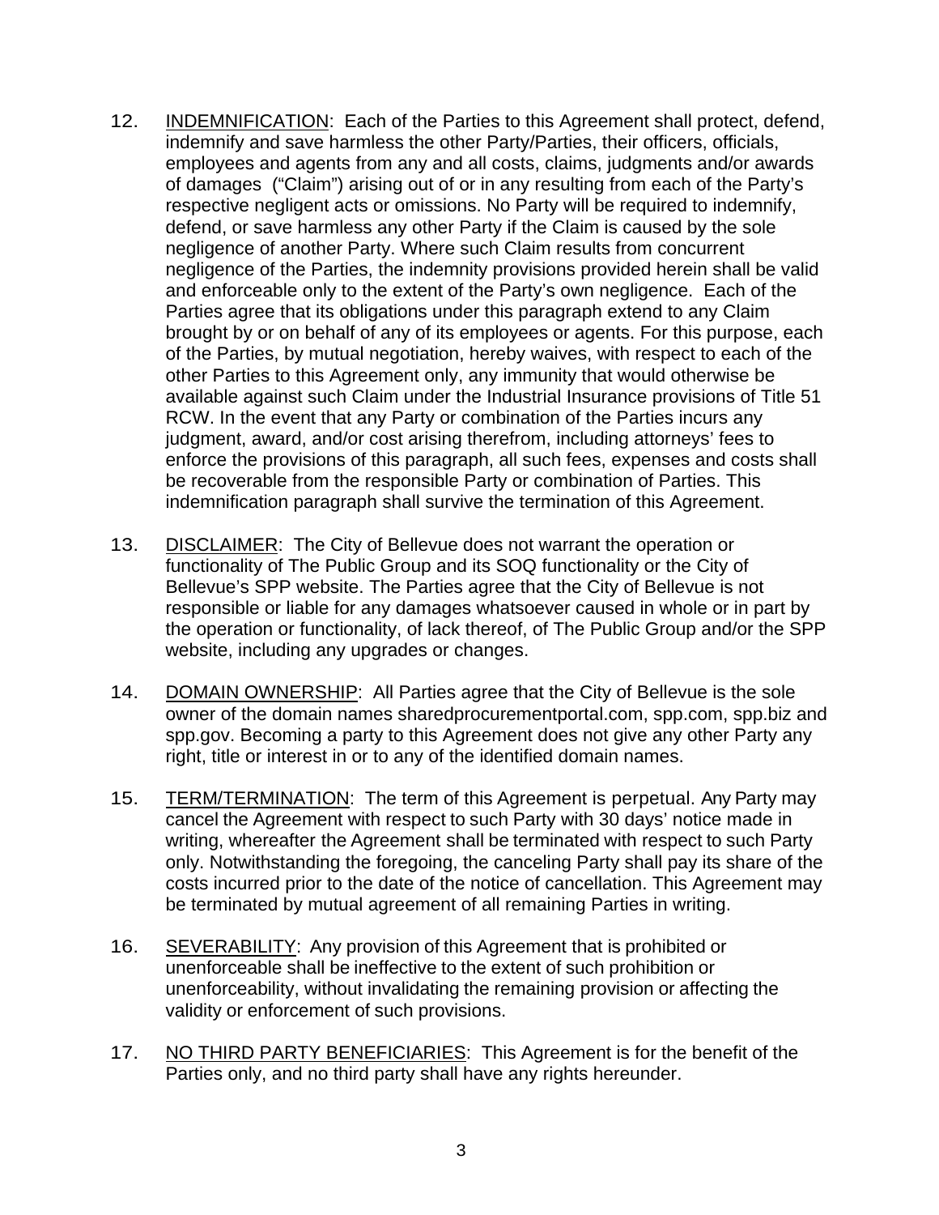12. <u>INDEMNIFICATION</u>: Each of the Parties to this Agreement shall protect, defend, indemnify and save harmless the other Party/Parties, their officers, officials, employees and agents from any and all costs, claims, judgments and/or awards of damages ("Claim") arising out of or in any resulting from each of the Party's respective negligent acts or omissions. No Party will be required to indemnify, defend, or save harmless any other Party if the Claim is caused by the sole negligence of another Party. Where such Claim results from concurrent negligence of the Parties, the indemnity provisions provided herein shall be valid and enforceable only to the extent of the Party's own negligence. Each of the Parties agree that its obligations under this paragraph extend to any Claim brought by or on behalf of any of its employees or agents. For this purpose, each of the Parties, by mutual negotiation, hereby waives, with respect to each of the other Parties to this Agreement only, any immunity that would otherwise be available against such Claim under the Industrial Insurance provisions of Title 51 RCW. In the event that any Party or combination of the Parties incurs any judgment, award, and/or cost arising therefrom, including attorneys' fees to enforce the provisions of this paragraph, all such fees, expenses and costs shall be recoverable from the responsible Party or combination of Parties. This indemnification paragraph shall survive the termination of this Agreement.

13. <u>DISCLAIMER</u>: The City of Bellevue does not warrant the operation or functionality of The Public Group and its SOQ functionality or the City of Bellevue's SPP website. The Parties agree that the City of Bellevue is not responsible or liable for any damages whatsoever caused in whole or in part by the operation or functionality, of lack thereof, of The Public Group and/or the SPP website, including any upgrades or changes.

14. <u>DOMAIN OWNERSHIP</u>: All Parties agree that the City of Bellevue is the sole owner of the domain names sharedprocurementportal.com, spp.com, spp.biz and spp.gov. Becoming a party to this Agreement does not give any other Party any right, title or interest in or to any of the identified domain names.

15. <u>TERM/TERMINATION</u>: The term of this Agreement is perpetual. Any Party may cancel the Agreement with respect to such Party with 30 days' notice made in writing, whereafter the Agreement shall be terminated with respect to such Party only. Notwithstanding the foregoing, the canceling Party shall pay its share of the costs incurred prior to the date of the notice of cancellation. This Agreement may be terminated by mutual agreement of all remaining Parties in writing.

16. <u>SEVERABILITY</u>: Any provision of this Agreement that is prohibited or unenforceable shall be ineffective to the extent of such prohibition or unenforceability, without invalidating the remaining provision or affecting the validity or enforcement of such provisions.

17. <u>NO THIRD PARTY BENEFICIARIES</u>: This Agreement is for the benefit of the Parties only, and no third party shall have any rights hereunder.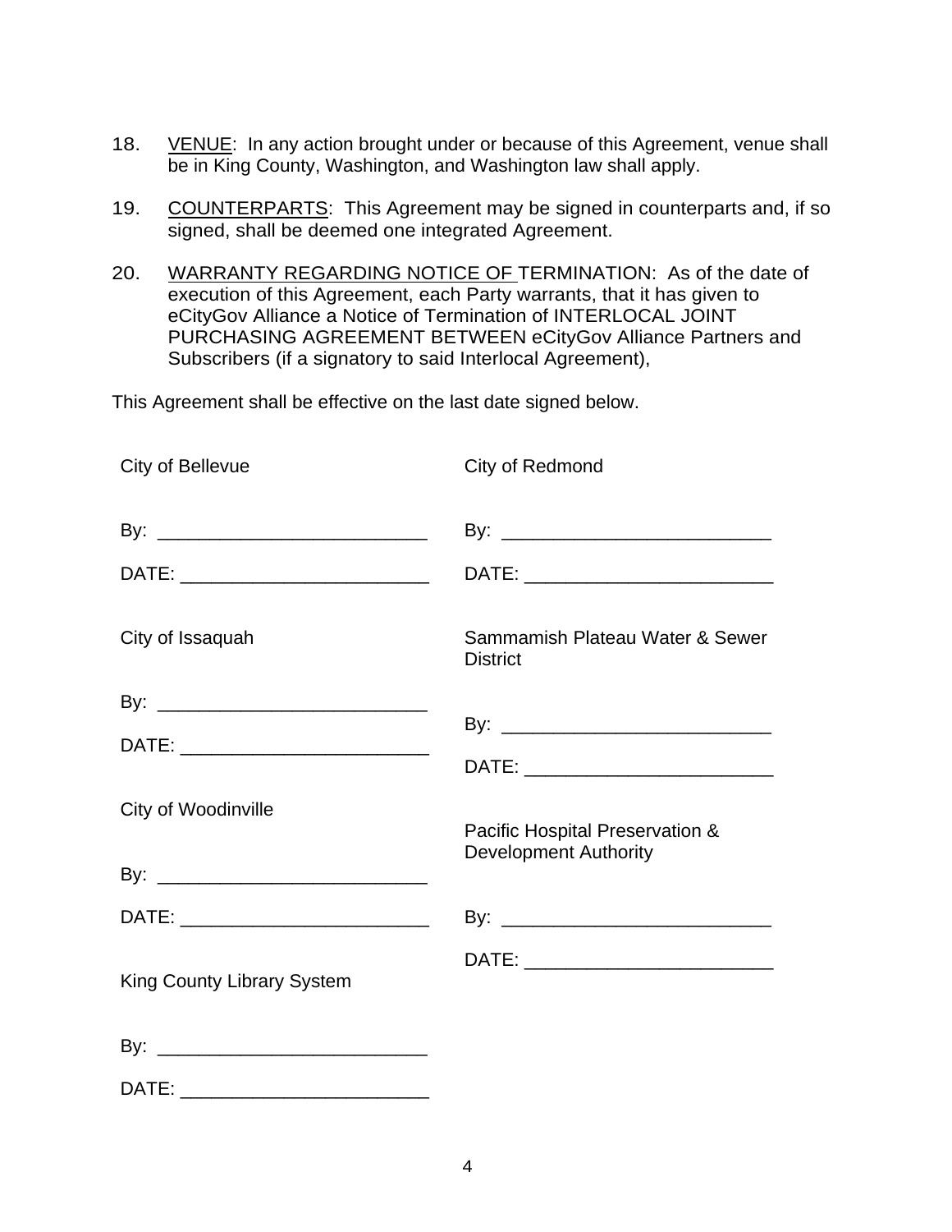18. VENUE: In any action brought under or because of this Agreement, venue shall be in King County, Washington, and Washington law shall apply.

19. COUNTERPARTS: This Agreement may be signed in counterparts and, if so signed, shall be deemed one integrated Agreement.

20. WARRANTY REGARDING NOTICE OF TERMINATION: As of the date of execution of this Agreement, each Party warrants, that it has given to eCityGov Alliance a Notice of Termination of INTERLOCAL JOINT PURCHASING AGREEMENT BETWEEN eCityGov Alliance Partners and Subscribers (if a signatory to said Interlocal Agreement),

This Agreement shall be effective on the last date signed below.

City of Bellevue

By: ___________________________

DATE: _________________________

City of Redmond

By: ___________________________

DATE: _________________________

City of Issaquah

By: ___________________________

DATE: _________________________

Sammamish Plateau Water & Sewer District

By: ___________________________

DATE: _________________________

City of Woodinville

By: ___________________________

DATE: _________________________

Pacific Hospital Preservation & Development Authority

By: ___________________________

DATE: _________________________

King County Library System

By: ___________________________

DATE: _________________________